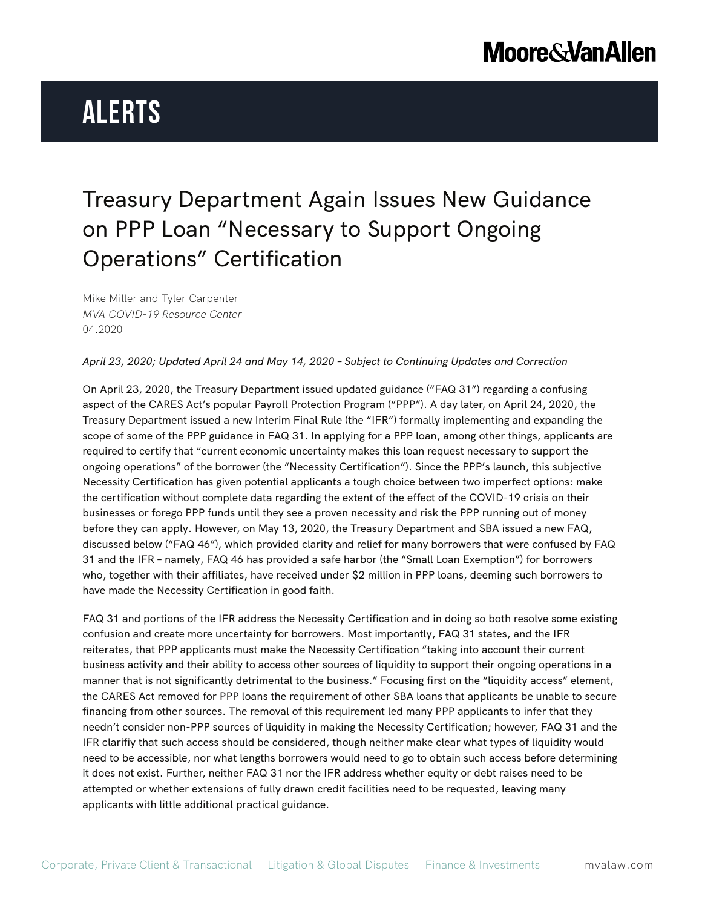# ALERTS

## Treasury Department Again Issues New Guidance on PPP Loan "Necessary to Support Ongoing Operations" Certification

Mike Miller and Tyler Carpenter
*MVA COVID-19 Resource Center*
04.2020

*April 23, 2020; Updated April 24 and May 14, 2020 – Subject to Continuing Updates and Correction*

On April 23, 2020, the Treasury Department issued updated guidance ("FAQ 31") regarding a confusing aspect of the CARES Act's popular Payroll Protection Program ("PPP"). A day later, on April 24, 2020, the Treasury Department issued a new Interim Final Rule (the "IFR") formally implementing and expanding the scope of some of the PPP guidance in FAQ 31. In applying for a PPP loan, among other things, applicants are required to certify that "current economic uncertainty makes this loan request necessary to support the ongoing operations" of the borrower (the "Necessity Certification"). Since the PPP's launch, this subjective Necessity Certification has given potential applicants a tough choice between two imperfect options: make the certification without complete data regarding the extent of the effect of the COVID-19 crisis on their businesses or forego PPP funds until they see a proven necessity and risk the PPP running out of money before they can apply. However, on May 13, 2020, the Treasury Department and SBA issued a new FAQ, discussed below ("FAQ 46"), which provided clarity and relief for many borrowers that were confused by FAQ 31 and the IFR – namely, FAQ 46 has provided a safe harbor (the "Small Loan Exemption") for borrowers who, together with their affiliates, have received under $2 million in PPP loans, deeming such borrowers to have made the Necessity Certification in good faith.

FAQ 31 and portions of the IFR address the Necessity Certification and in doing so both resolve some existing confusion and create more uncertainty for borrowers. Most importantly, FAQ 31 states, and the IFR reiterates, that PPP applicants must make the Necessity Certification "taking into account their current business activity and their ability to access other sources of liquidity to support their ongoing operations in a manner that is not significantly detrimental to the business." Focusing first on the "liquidity access" element, the CARES Act removed for PPP loans the requirement of other SBA loans that applicants be unable to secure financing from other sources. The removal of this requirement led many PPP applicants to infer that they needn't consider non-PPP sources of liquidity in making the Necessity Certification; however, FAQ 31 and the IFR clarifiy that such access should be considered, though neither make clear what types of liquidity would need to be accessible, nor what lengths borrowers would need to go to obtain such access before determining it does not exist. Further, neither FAQ 31 nor the IFR address whether equity or debt raises need to be attempted or whether extensions of fully drawn credit facilities need to be requested, leaving many applicants with little additional practical guidance.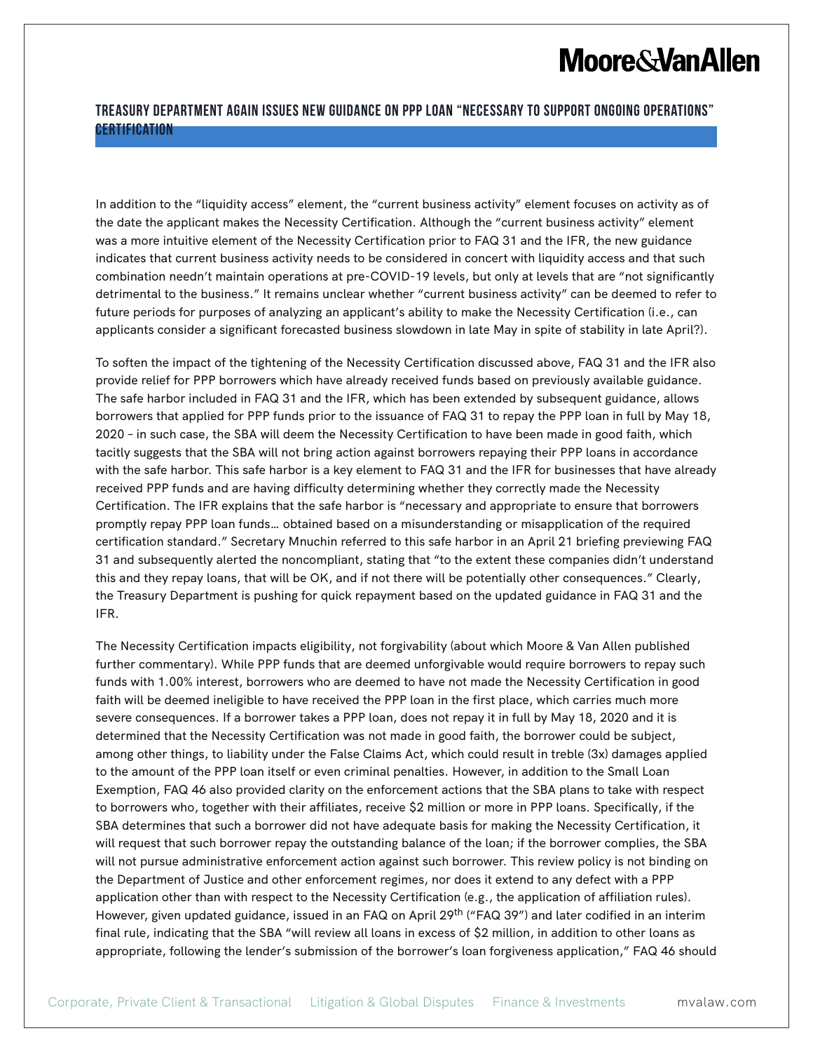In addition to the "liquidity access" element, the "current business activity" element focuses on activity as of the date the applicant makes the Necessity Certification. Although the "current business activity" element was a more intuitive element of the Necessity Certification prior to FAQ 31 and the IFR, the new guidance indicates that current business activity needs to be considered in concert with liquidity access and that such combination needn't maintain operations at pre-COVID-19 levels, but only at levels that are "not significantly detrimental to the business." It remains unclear whether "current business activity" can be deemed to refer to future periods for purposes of analyzing an applicant's ability to make the Necessity Certification (i.e., can applicants consider a significant forecasted business slowdown in late May in spite of stability in late April?).

To soften the impact of the tightening of the Necessity Certification discussed above, FAQ 31 and the IFR also provide relief for PPP borrowers which have already received funds based on previously available guidance. The safe harbor included in FAQ 31 and the IFR, which has been extended by subsequent guidance, allows borrowers that applied for PPP funds prior to the issuance of FAQ 31 to repay the PPP loan in full by May 18, 2020 – in such case, the SBA will deem the Necessity Certification to have been made in good faith, which tacitly suggests that the SBA will not bring action against borrowers repaying their PPP loans in accordance with the safe harbor. This safe harbor is a key element to FAQ 31 and the IFR for businesses that have already received PPP funds and are having difficulty determining whether they correctly made the Necessity Certification. The IFR explains that the safe harbor is "necessary and appropriate to ensure that borrowers promptly repay PPP loan funds… obtained based on a misunderstanding or misapplication of the required certification standard." Secretary Mnuchin referred to this safe harbor in an April 21 briefing previewing FAQ 31 and subsequently alerted the noncompliant, stating that "to the extent these companies didn't understand this and they repay loans, that will be OK, and if not there will be potentially other consequences." Clearly, the Treasury Department is pushing for quick repayment based on the updated guidance in FAQ 31 and the IFR.

The Necessity Certification impacts eligibility, not forgivability (about which Moore & Van Allen published further commentary). While PPP funds that are deemed unforgivable would require borrowers to repay such funds with 1.00% interest, borrowers who are deemed to have not made the Necessity Certification in good faith will be deemed ineligible to have received the PPP loan in the first place, which carries much more severe consequences. If a borrower takes a PPP loan, does not repay it in full by May 18, 2020 and it is determined that the Necessity Certification was not made in good faith, the borrower could be subject, among other things, to liability under the False Claims Act, which could result in treble (3x) damages applied to the amount of the PPP loan itself or even criminal penalties. However, in addition to the Small Loan Exemption, FAQ 46 also provided clarity on the enforcement actions that the SBA plans to take with respect to borrowers who, together with their affiliates, receive $2 million or more in PPP loans. Specifically, if the SBA determines that such a borrower did not have adequate basis for making the Necessity Certification, it will request that such borrower repay the outstanding balance of the loan; if the borrower complies, the SBA will not pursue administrative enforcement action against such borrower. This review policy is not binding on the Department of Justice and other enforcement regimes, nor does it extend to any defect with a PPP application other than with respect to the Necessity Certification (e.g., the application of affiliation rules). However, given updated guidance, issued in an FAQ on April 29th ("FAQ 39") and later codified in an interim final rule, indicating that the SBA "will review all loans in excess of $2 million, in addition to other loans as appropriate, following the lender's submission of the borrower's loan forgiveness application," FAQ 46 should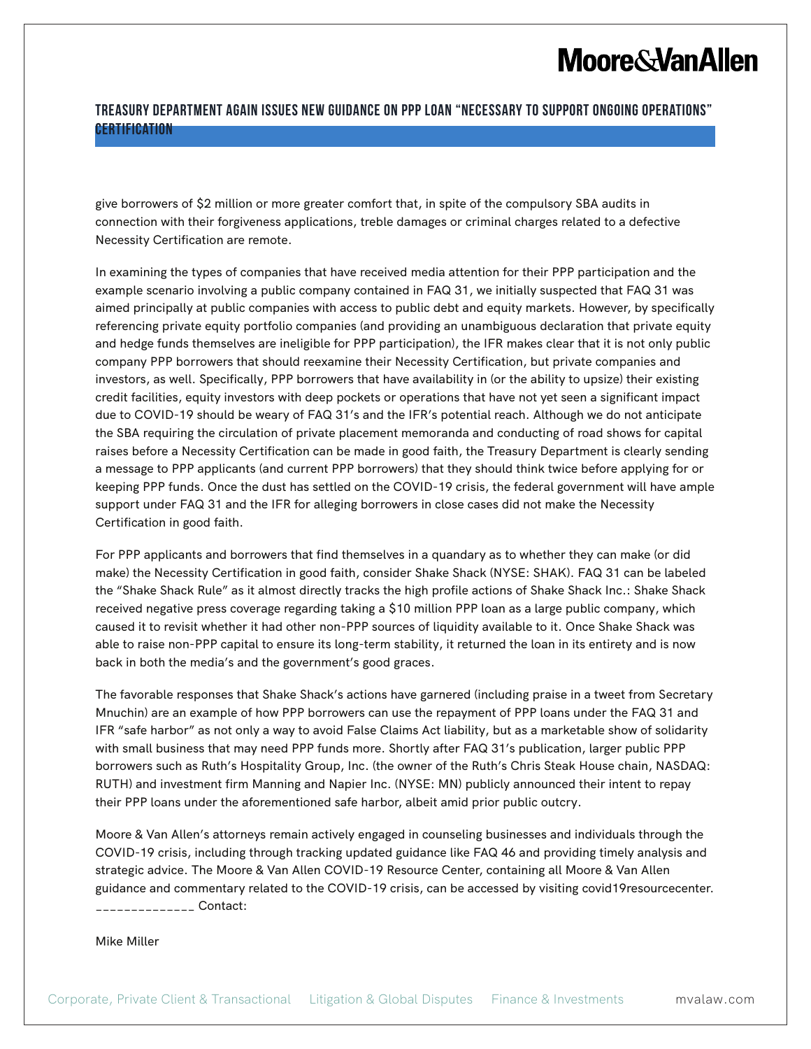give borrowers of $2 million or more greater comfort that, in spite of the compulsory SBA audits in connection with their forgiveness applications, treble damages or criminal charges related to a defective Necessity Certification are remote.

In examining the types of companies that have received media attention for their PPP participation and the example scenario involving a public company contained in FAQ 31, we initially suspected that FAQ 31 was aimed principally at public companies with access to public debt and equity markets. However, by specifically referencing private equity portfolio companies (and providing an unambiguous declaration that private equity and hedge funds themselves are ineligible for PPP participation), the IFR makes clear that it is not only public company PPP borrowers that should reexamine their Necessity Certification, but private companies and investors, as well. Specifically, PPP borrowers that have availability in (or the ability to upsize) their existing credit facilities, equity investors with deep pockets or operations that have not yet seen a significant impact due to COVID-19 should be weary of FAQ 31's and the IFR's potential reach. Although we do not anticipate the SBA requiring the circulation of private placement memoranda and conducting of road shows for capital raises before a Necessity Certification can be made in good faith, the Treasury Department is clearly sending a message to PPP applicants (and current PPP borrowers) that they should think twice before applying for or keeping PPP funds. Once the dust has settled on the COVID-19 crisis, the federal government will have ample support under FAQ 31 and the IFR for alleging borrowers in close cases did not make the Necessity Certification in good faith.

For PPP applicants and borrowers that find themselves in a quandary as to whether they can make (or did make) the Necessity Certification in good faith, consider Shake Shack (NYSE: SHAK). FAQ 31 can be labeled the "Shake Shack Rule" as it almost directly tracks the high profile actions of Shake Shack Inc.: Shake Shack received negative press coverage regarding taking a $10 million PPP loan as a large public company, which caused it to revisit whether it had other non-PPP sources of liquidity available to it. Once Shake Shack was able to raise non-PPP capital to ensure its long-term stability, it returned the loan in its entirety and is now back in both the media's and the government's good graces.

The favorable responses that Shake Shack's actions have garnered (including praise in a tweet from Secretary Mnuchin) are an example of how PPP borrowers can use the repayment of PPP loans under the FAQ 31 and IFR "safe harbor" as not only a way to avoid False Claims Act liability, but as a marketable show of solidarity with small business that may need PPP funds more. Shortly after FAQ 31's publication, larger public PPP borrowers such as Ruth's Hospitality Group, Inc. (the owner of the Ruth's Chris Steak House chain, NASDAQ: RUTH) and investment firm Manning and Napier Inc. (NYSE: MN) publicly announced their intent to repay their PPP loans under the aforementioned safe harbor, albeit amid prior public outcry.

Moore & Van Allen's attorneys remain actively engaged in counseling businesses and individuals through the COVID-19 crisis, including through tracking updated guidance like FAQ 46 and providing timely analysis and strategic advice. The Moore & Van Allen COVID-19 Resource Center, containing all Moore & Van Allen guidance and commentary related to the COVID-19 crisis, can be accessed by visiting covid19resourcecenter.
______________ Contact:

Mike Miller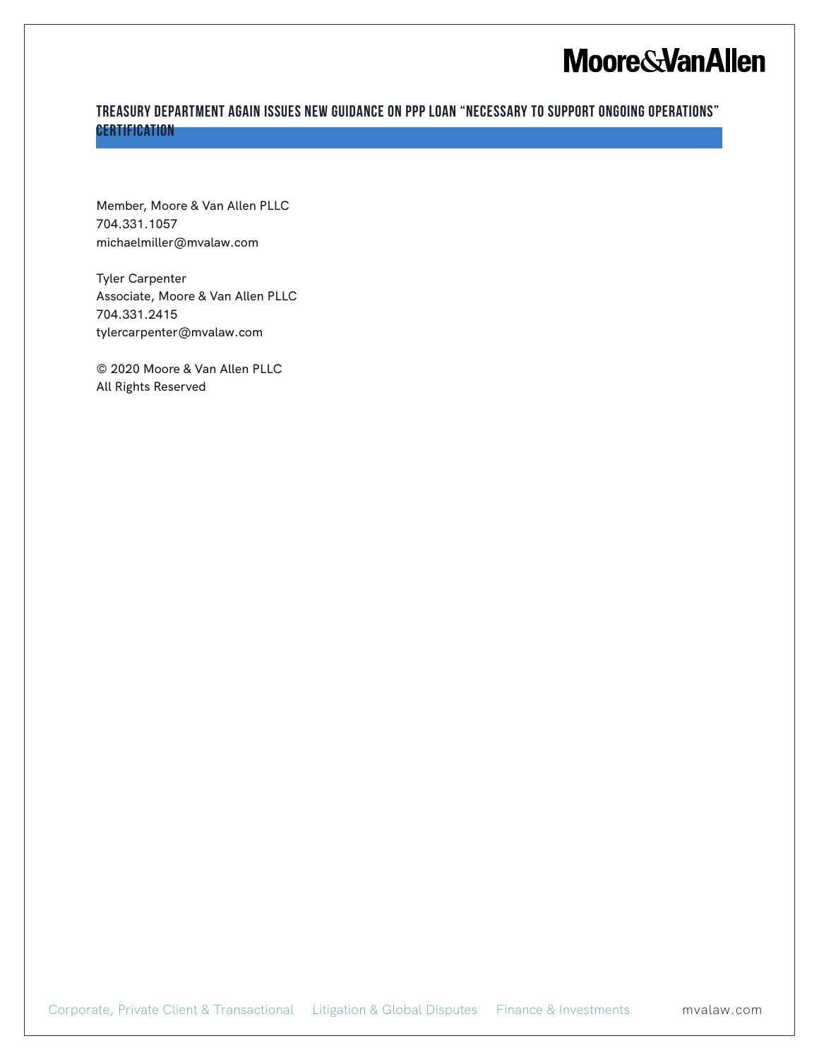## TREASURY DEPARTMENT AGAIN ISSUES NEW GUIDANCE ON PPP LOAN "NECESSARY TO SUPPORT ONGOING OPERATIONS" CERTIFICATION

Member, Moore & Van Allen PLLC
704.331.1057
michaelmiller@mvalaw.com

Tyler Carpenter
Associate, Moore & Van Allen PLLC
704.331.2415
tylercarpenter@mvalaw.com

© 2020 Moore & Van Allen PLLC
All Rights Reserved